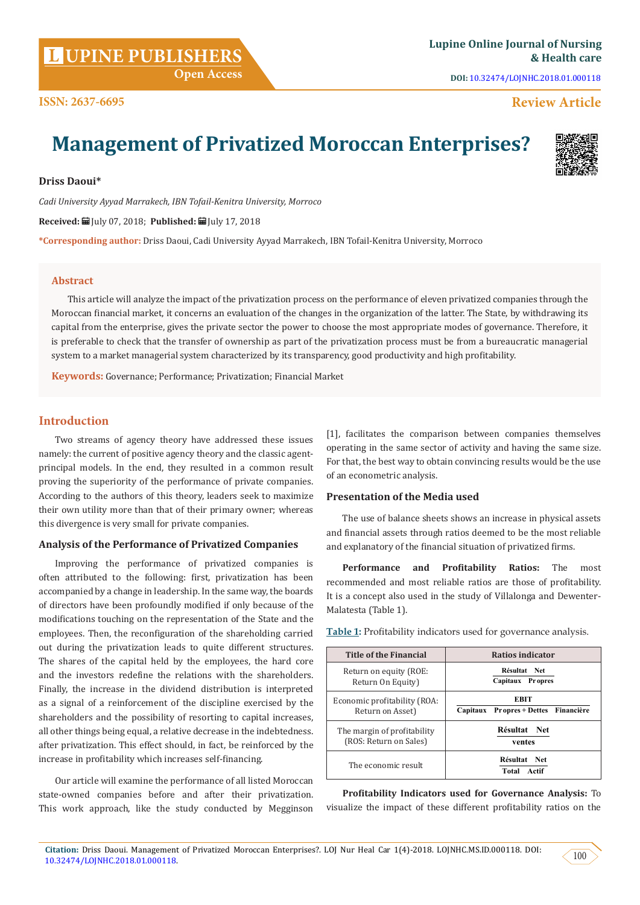# Management of Privatized Moroccan Enterprises?

**Driss Daoui***

*Cadi University Ayyad Marrakech, IBN Tofail-Kenitra University, Morroco*

**Received:** July 07, 2018; **Published:** July 17, 2018

***Corresponding author:** Driss Daoui, Cadi University Ayyad Marrakech, IBN Tofail-Kenitra University, Morroco

## Abstract

This article will analyze the impact of the privatization process on the performance of eleven privatized companies through the Moroccan financial market, it concerns an evaluation of the changes in the organization of the latter. The State, by withdrawing its capital from the enterprise, gives the private sector the power to choose the most appropriate modes of governance. Therefore, it is preferable to check that the transfer of ownership as part of the privatization process must be from a bureaucratic managerial system to a market managerial system characterized by its transparency, good productivity and high profitability.

**Keywords:** Governance; Performance; Privatization; Financial Market

## Introduction

Two streams of agency theory have addressed these issues namely: the current of positive agency theory and the classic agent-principal models. In the end, they resulted in a common result proving the superiority of the performance of private companies. According to the authors of this theory, leaders seek to maximize their own utility more than that of their primary owner; whereas this divergence is very small for private companies.

### Analysis of the Performance of Privatized Companies

Improving the performance of privatized companies is often attributed to the following: first, privatization has been accompanied by a change in leadership. In the same way, the boards of directors have been profoundly modified if only because of the modifications touching on the representation of the State and the employees. Then, the reconfiguration of the shareholding carried out during the privatization leads to quite different structures. The shares of the capital held by the employees, the hard core and the investors redefine the relations with the shareholders. Finally, the increase in the dividend distribution is interpreted as a signal of a reinforcement of the discipline exercised by the shareholders and the possibility of resorting to capital increases, all other things being equal, a relative decrease in the indebtedness. after privatization. This effect should, in fact, be reinforced by the increase in profitability which increases self-financing.

Our article will examine the performance of all listed Moroccan state-owned companies before and after their privatization. This work approach, like the study conducted by Megginson [1], facilitates the comparison between companies themselves operating in the same sector of activity and having the same size. For that, the best way to obtain convincing results would be the use of an econometric analysis.

### Presentation of the Media used

The use of balance sheets shows an increase in physical assets and financial assets through ratios deemed to be the most reliable and explanatory of the financial situation of privatized firms.

**Performance and Profitability Ratios:** The most recommended and most reliable ratios are those of profitability. It is a concept also used in the study of Villalonga and Dewenter-Malatesta (Table 1).

**Table 1:** Profitability indicators used for governance analysis.

| Title of the Financial | Ratios indicator |
|---|---|
| Return on equity (ROE: Return On Equity) | $\frac{\text{Résultat Net}}{\text{Capitaux Propres}}$ |
| Economic profitability (ROA: Return on Asset) | $\frac{\text{EBIT}}{\text{Capitaux Propres + Dettes Financière}}$ |
| The margin of profitability (ROS: Return on Sales) | $\frac{\text{Résultat Net}}{\text{ventes}}$ |
| The economic result | $\frac{\text{Résultat Net}}{\text{Total Actif}}$ |

**Profitability Indicators used for Governance Analysis:** To visualize the impact of these different profitability ratios on the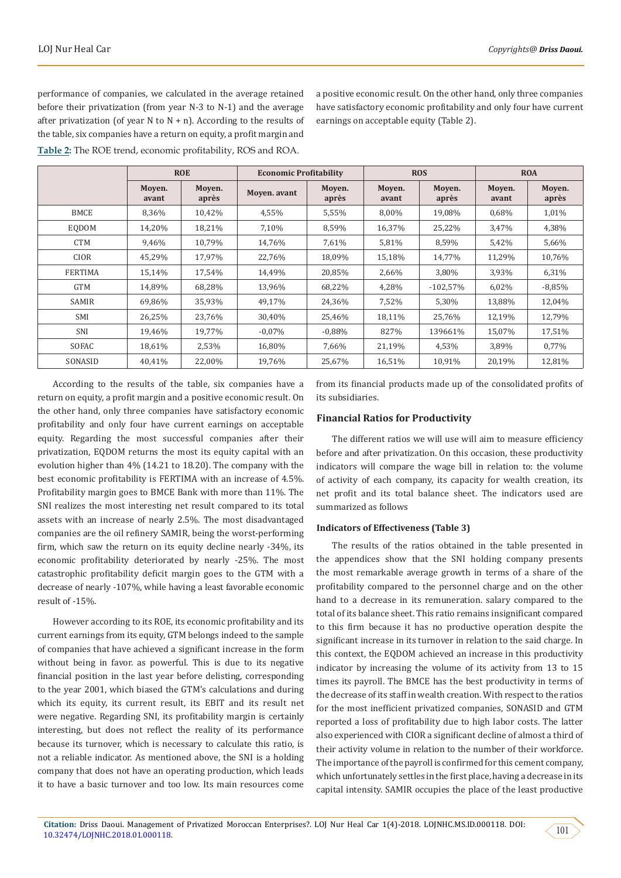performance of companies, we calculated in the average retained before their privatization (from year N-3 to N-1) and the average after privatization (of year N to N + n). According to the results of the table, six companies have a return on equity, a profit margin and a positive economic result. On the other hand, only three companies have satisfactory economic profitability and only four have current earnings on acceptable equity (Table 2).

**Table 2:** The ROE trend, economic profitability, ROS and ROA.

| | ROE | | Economic Profitability | | ROS | | ROA | |
|---|---|---|---|---|---|---|---|---|
| | Moyen. avant | Moyen. après | Moyen. avant | Moyen. après | Moyen. avant | Moyen. après | Moyen. avant | Moyen. après |
| BMCE | 8,36% | 10,42% | 4,55% | 5,55% | 8,00% | 19,08% | 0,68% | 1,01% |
| EQDOM | 14,20% | 18,21% | 7,10% | 8,59% | 16,37% | 25,22% | 3,47% | 4,38% |
| CTM | 9,46% | 10,79% | 14,76% | 7,61% | 5,81% | 8,59% | 5,42% | 5,66% |
| CIOR | 45,29% | 17,97% | 22,76% | 18,09% | 15,18% | 14,77% | 11,29% | 10,76% |
| FERTIMA | 15,14% | 17,54% | 14,49% | 20,85% | 2,66% | 3,80% | 3,93% | 6,31% |
| GTM | 14,89% | 68,28% | 13,96% | 68,22% | 4,28% | -102,57% | 6,02% | -8,85% |
| SAMIR | 69,86% | 35,93% | 49,17% | 24,36% | 7,52% | 5,30% | 13,88% | 12,04% |
| SMI | 26,25% | 23,76% | 30,40% | 25,46% | 18,11% | 25,76% | 12,19% | 12,79% |
| SNI | 19,46% | 19,77% | -0,07% | -0,88% | 827% | 139661% | 15,07% | 17,51% |
| SOFAC | 18,61% | 2,53% | 16,80% | 7,66% | 21,19% | 4,53% | 3,89% | 0,77% |
| SONASID | 40,41% | 22,00% | 19,76% | 25,67% | 16,51% | 10,91% | 20,19% | 12,81% |

According to the results of the table, six companies have a return on equity, a profit margin and a positive economic result. On the other hand, only three companies have satisfactory economic profitability and only four have current earnings on acceptable equity. Regarding the most successful companies after their privatization, EQDOM returns the most its equity capital with an evolution higher than 4% (14.21 to 18.20). The company with the best economic profitability is FERTIMA with an increase of 4.5%. Profitability margin goes to BMCE Bank with more than 11%. The SNI realizes the most interesting net result compared to its total assets with an increase of nearly 2.5%. The most disadvantaged companies are the oil refinery SAMIR, being the worst-performing firm, which saw the return on its equity decline nearly -34%, its economic profitability deteriorated by nearly -25%. The most catastrophic profitability deficit margin goes to the GTM with a decrease of nearly -107%, while having a least favorable economic result of -15%.

However according to its ROE, its economic profitability and its current earnings from its equity, GTM belongs indeed to the sample of companies that have achieved a significant increase in the form without being in favor. as powerful. This is due to its negative financial position in the last year before delisting, corresponding to the year 2001, which biased the GTM's calculations and during which its equity, its current result, its EBIT and its result net were negative. Regarding SNI, its profitability margin is certainly interesting, but does not reflect the reality of its performance because its turnover, which is necessary to calculate this ratio, is not a reliable indicator. As mentioned above, the SNI is a holding company that does not have an operating production, which leads it to have a basic turnover and too low. Its main resources come from its financial products made up of the consolidated profits of its subsidiaries.

## Financial Ratios for Productivity

The different ratios we will use will aim to measure efficiency before and after privatization. On this occasion, these productivity indicators will compare the wage bill in relation to: the volume of activity of each company, its capacity for wealth creation, its net profit and its total balance sheet. The indicators used are summarized as follows

### Indicators of Effectiveness (Table 3)

The results of the ratios obtained in the table presented in the appendices show that the SNI holding company presents the most remarkable average growth in terms of a share of the profitability compared to the personnel charge and on the other hand to a decrease in its remuneration. salary compared to the total of its balance sheet. This ratio remains insignificant compared to this firm because it has no productive operation despite the significant increase in its turnover in relation to the said charge. In this context, the EQDOM achieved an increase in this productivity indicator by increasing the volume of its activity from 13 to 15 times its payroll. The BMCE has the best productivity in terms of the decrease of its staff in wealth creation. With respect to the ratios for the most inefficient privatized companies, SONASID and GTM reported a loss of profitability due to high labor costs. The latter also experienced with CIOR a significant decline of almost a third of their activity volume in relation to the number of their workforce. The importance of the payroll is confirmed for this cement company, which unfortunately settles in the first place, having a decrease in its capital intensity. SAMIR occupies the place of the least productive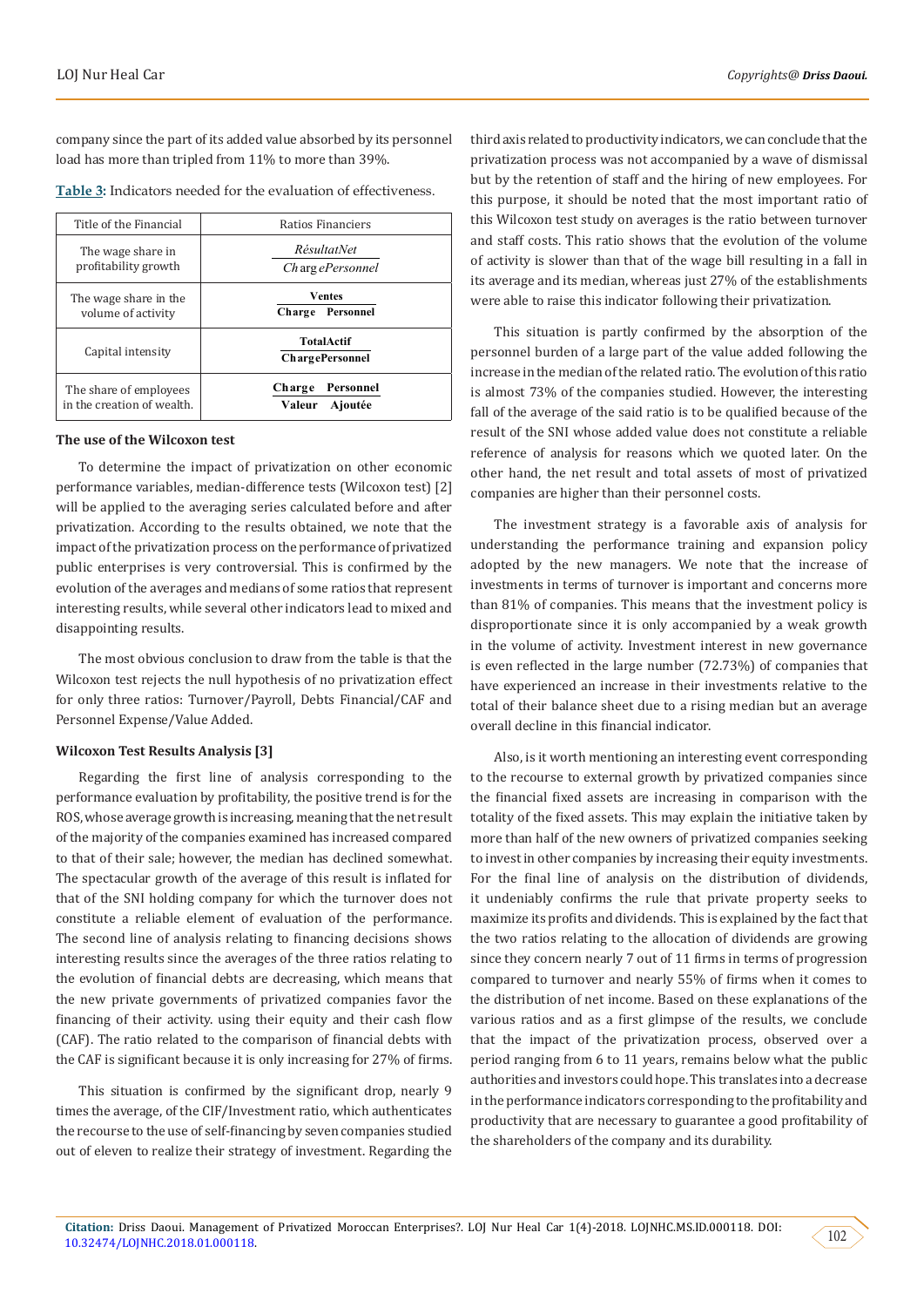company since the part of its added value absorbed by its personnel load has more than tripled from 11% to more than 39%.

**Table 3:** Indicators needed for the evaluation of effectiveness.

| Title of the Financial | Ratios Financiers |
|---|---|
| The wage share in profitability growth | $\frac{RésultatNet}{ChargePersonnel}$ |
| The wage share in the volume of activity | $\frac{\textbf{Ventes}}{\textbf{Charge Personnel}}$ |
| Capital intensity | $\frac{\textbf{TotalActif}}{\textbf{ChargePersonnel}}$ |
| The share of employees in the creation of wealth. | $\frac{\textbf{Charge Personnel}}{\textbf{Valeur Ajoutée}}$ |

### The use of the Wilcoxon test

To determine the impact of privatization on other economic performance variables, median-difference tests (Wilcoxon test) [2] will be applied to the averaging series calculated before and after privatization. According to the results obtained, we note that the impact of the privatization process on the performance of privatized public enterprises is very controversial. This is confirmed by the evolution of the averages and medians of some ratios that represent interesting results, while several other indicators lead to mixed and disappointing results.

The most obvious conclusion to draw from the table is that the Wilcoxon test rejects the null hypothesis of no privatization effect for only three ratios: Turnover/Payroll, Debts Financial/CAF and Personnel Expense/Value Added.

### Wilcoxon Test Results Analysis [3]

Regarding the first line of analysis corresponding to the performance evaluation by profitability, the positive trend is for the ROS, whose average growth is increasing, meaning that the net result of the majority of the companies examined has increased compared to that of their sale; however, the median has declined somewhat. The spectacular growth of the average of this result is inflated for that of the SNI holding company for which the turnover does not constitute a reliable element of evaluation of the performance. The second line of analysis relating to financing decisions shows interesting results since the averages of the three ratios relating to the evolution of financial debts are decreasing, which means that the new private governments of privatized companies favor the financing of their activity. using their equity and their cash flow (CAF). The ratio related to the comparison of financial debts with the CAF is significant because it is only increasing for 27% of firms.

This situation is confirmed by the significant drop, nearly 9 times the average, of the CIF/Investment ratio, which authenticates the recourse to the use of self-financing by seven companies studied out of eleven to realize their strategy of investment. Regarding the third axis related to productivity indicators, we can conclude that the privatization process was not accompanied by a wave of dismissal but by the retention of staff and the hiring of new employees. For this purpose, it should be noted that the most important ratio of this Wilcoxon test study on averages is the ratio between turnover and staff costs. This ratio shows that the evolution of the volume of activity is slower than that of the wage bill resulting in a fall in its average and its median, whereas just 27% of the establishments were able to raise this indicator following their privatization.

This situation is partly confirmed by the absorption of the personnel burden of a large part of the value added following the increase in the median of the related ratio. The evolution of this ratio is almost 73% of the companies studied. However, the interesting fall of the average of the said ratio is to be qualified because of the result of the SNI whose added value does not constitute a reliable reference of analysis for reasons which we quoted later. On the other hand, the net result and total assets of most of privatized companies are higher than their personnel costs.

The investment strategy is a favorable axis of analysis for understanding the performance training and expansion policy adopted by the new managers. We note that the increase of investments in terms of turnover is important and concerns more than 81% of companies. This means that the investment policy is disproportionate since it is only accompanied by a weak growth in the volume of activity. Investment interest in new governance is even reflected in the large number (72.73%) of companies that have experienced an increase in their investments relative to the total of their balance sheet due to a rising median but an average overall decline in this financial indicator.

Also, is it worth mentioning an interesting event corresponding to the recourse to external growth by privatized companies since the financial fixed assets are increasing in comparison with the totality of the fixed assets. This may explain the initiative taken by more than half of the new owners of privatized companies seeking to invest in other companies by increasing their equity investments. For the final line of analysis on the distribution of dividends, it undeniably confirms the rule that private property seeks to maximize its profits and dividends. This is explained by the fact that the two ratios relating to the allocation of dividends are growing since they concern nearly 7 out of 11 firms in terms of progression compared to turnover and nearly 55% of firms when it comes to the distribution of net income. Based on these explanations of the various ratios and as a first glimpse of the results, we conclude that the impact of the privatization process, observed over a period ranging from 6 to 11 years, remains below what the public authorities and investors could hope. This translates into a decrease in the performance indicators corresponding to the profitability and productivity that are necessary to guarantee a good profitability of the shareholders of the company and its durability.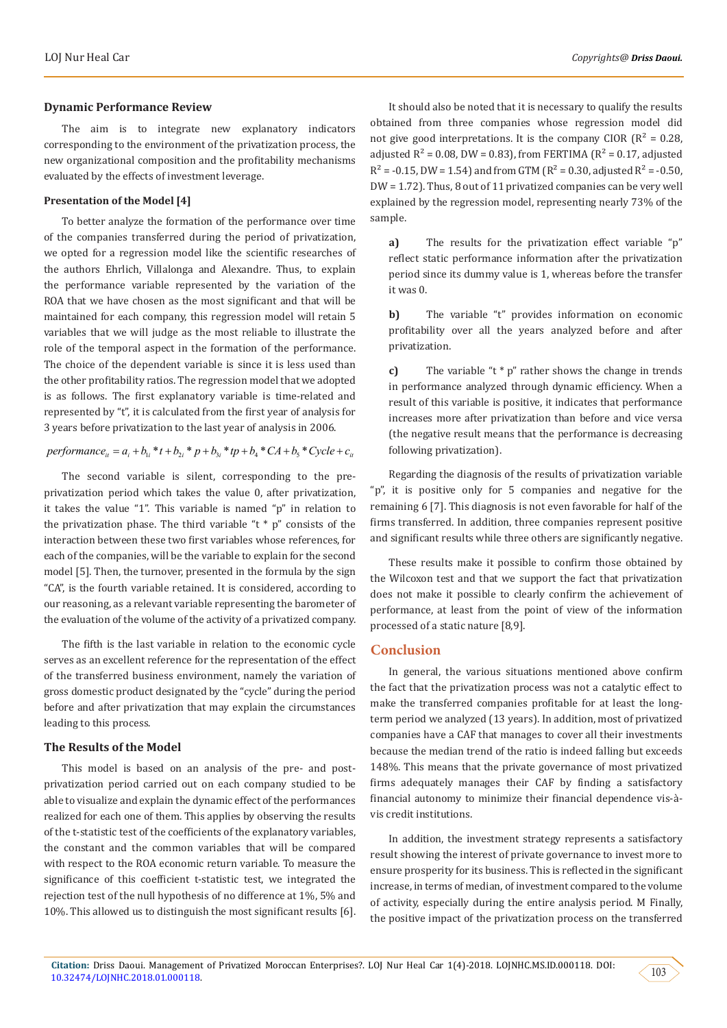## Dynamic Performance Review

The aim is to integrate new explanatory indicators corresponding to the environment of the privatization process, the new organizational composition and the profitability mechanisms evaluated by the effects of investment leverage.

### Presentation of the Model [4]

To better analyze the formation of the performance over time of the companies transferred during the period of privatization, we opted for a regression model like the scientific researches of the authors Ehrlich, Villalonga and Alexandre. Thus, to explain the performance variable represented by the variation of the ROA that we have chosen as the most significant and that will be maintained for each company, this regression model will retain 5 variables that we will judge as the most reliable to illustrate the role of the temporal aspect in the formation of the performance. The choice of the dependent variable is since it is less used than the other profitability ratios. The regression model that we adopted is as follows. The first explanatory variable is time-related and represented by "t", it is calculated from the first year of analysis for 3 years before privatization to the last year of analysis in 2006.

$$performance_{it} = a_i + b_{1i} * t + b_{2i} * p + b_{3i} * tp + b_4 * CA + b_5 * Cycle + c_{it}$$

The second variable is silent, corresponding to the pre-privatization period which takes the value 0, after privatization, it takes the value "1". This variable is named "p" in relation to the privatization phase. The third variable "t * p" consists of the interaction between these two first variables whose references, for each of the companies, will be the variable to explain for the second model [5]. Then, the turnover, presented in the formula by the sign "CA", is the fourth variable retained. It is considered, according to our reasoning, as a relevant variable representing the barometer of the evaluation of the volume of the activity of a privatized company.

The fifth is the last variable in relation to the economic cycle serves as an excellent reference for the representation of the effect of the transferred business environment, namely the variation of gross domestic product designated by the "cycle" during the period before and after privatization that may explain the circumstances leading to this process.

### The Results of the Model

This model is based on an analysis of the pre- and post-privatization period carried out on each company studied to be able to visualize and explain the dynamic effect of the performances realized for each one of them. This applies by observing the results of the t-statistic test of the coefficients of the explanatory variables, the constant and the common variables that will be compared with respect to the ROA economic return variable. To measure the significance of this coefficient t-statistic test, we integrated the rejection test of the null hypothesis of no difference at 1%, 5% and 10%. This allowed us to distinguish the most significant results [6].

It should also be noted that it is necessary to qualify the results obtained from three companies whose regression model did not give good interpretations. It is the company CIOR ($R^2$ = 0.28, adjusted $R^2$ = 0.08, DW = 0.83), from FERTIMA ($R^2$ = 0.17, adjusted $R^2$ = -0.15, DW = 1.54) and from GTM ($R^2$ = 0.30, adjusted $R^2$ = -0.50, DW = 1.72). Thus, 8 out of 11 privatized companies can be very well explained by the regression model, representing nearly 73% of the sample.

**a)** The results for the privatization effect variable "p" reflect static performance information after the privatization period since its dummy value is 1, whereas before the transfer it was 0.

**b)** The variable "t" provides information on economic profitability over all the years analyzed before and after privatization.

**c)** The variable "t * p" rather shows the change in trends in performance analyzed through dynamic efficiency. When a result of this variable is positive, it indicates that performance increases more after privatization than before and vice versa (the negative result means that the performance is decreasing following privatization).

Regarding the diagnosis of the results of privatization variable "p", it is positive only for 5 companies and negative for the remaining 6 [7]. This diagnosis is not even favorable for half of the firms transferred. In addition, three companies represent positive and significant results while three others are significantly negative.

These results make it possible to confirm those obtained by the Wilcoxon test and that we support the fact that privatization does not make it possible to clearly confirm the achievement of performance, at least from the point of view of the information processed of a static nature [8,9].

## Conclusion

In general, the various situations mentioned above confirm the fact that the privatization process was not a catalytic effect to make the transferred companies profitable for at least the long-term period we analyzed (13 years). In addition, most of privatized companies have a CAF that manages to cover all their investments because the median trend of the ratio is indeed falling but exceeds 148%. This means that the private governance of most privatized firms adequately manages their CAF by finding a satisfactory financial autonomy to minimize their financial dependence vis-à-vis credit institutions.

In addition, the investment strategy represents a satisfactory result showing the interest of private governance to invest more to ensure prosperity for its business. This is reflected in the significant increase, in terms of median, of investment compared to the volume of activity, especially during the entire analysis period. M Finally, the positive impact of the privatization process on the transferred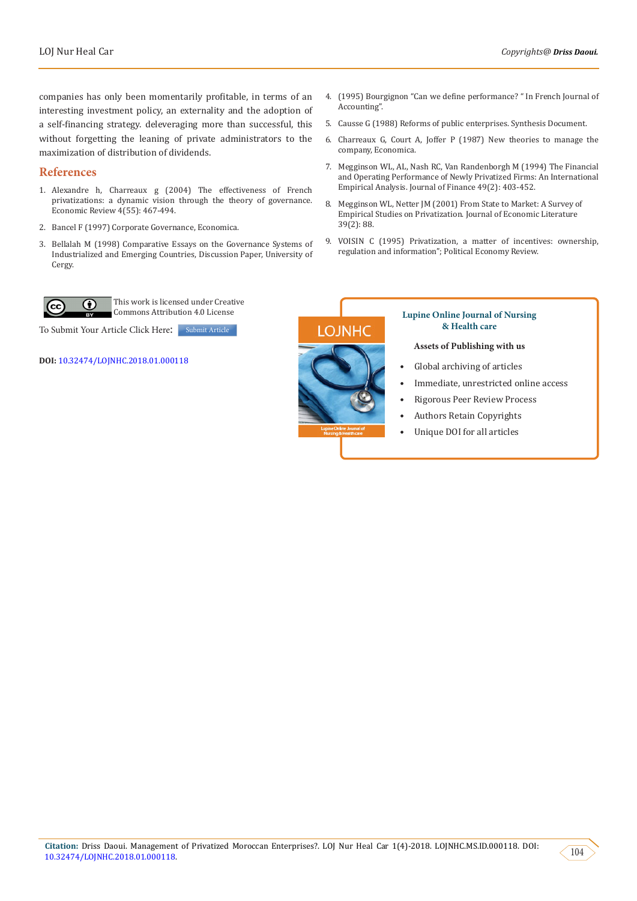companies has only been momentarily profitable, in terms of an interesting investment policy, an externality and the adoption of a self-financing strategy. deleveraging more than successful, this without forgetting the leaning of private administrators to the maximization of distribution of dividends.

## References

1. Alexandre h, Charreaux g (2004) The effectiveness of French privatizations: a dynamic vision through the theory of governance. Economic Review 4(55): 467-494.
2. Bancel F (1997) Corporate Governance, Economica.
3. Bellalah M (1998) Comparative Essays on the Governance Systems of Industrialized and Emerging Countries, Discussion Paper, University of Cergy.
4. (1995) Bourgignon "Can we define performance? " In French Journal of Accounting".
5. Causse G (1988) Reforms of public enterprises. Synthesis Document.
6. Charreaux G, Court A, Joffer P (1987) New theories to manage the company, Economica.
7. Megginson WL, AL, Nash RC, Van Randenborgh M (1994) The Financial and Operating Performance of Newly Privatized Firms: An International Empirical Analysis. Journal of Finance 49(2): 403-452.
8. Megginson WL, Netter JM (2001) From State to Market: A Survey of Empirical Studies on Privatization. Journal of Economic Literature 39(2): 88.
9. VOISIN C (1995) Privatization, a matter of incentives: ownership, regulation and information"; Political Economy Review.

This work is licensed under Creative Commons Attribution 4.0 License

To Submit Your Article Click Here: Submit Article

**DOI:** 10.32474/LOJNHC.2018.01.000118

**Lupine Online Journal of Nursing & Health care**

**Assets of Publishing with us**

- Global archiving of articles
- Immediate, unrestricted online access
- Rigorous Peer Review Process
- Authors Retain Copyrights
- Unique DOI for all articles

**Citation:** Driss Daoui. Management of Privatized Moroccan Enterprises?. LOJ Nur Heal Car 1(4)-2018. LOJNHC.MS.ID.000118. DOI: 10.32474/LOJNHC.2018.01.000118.